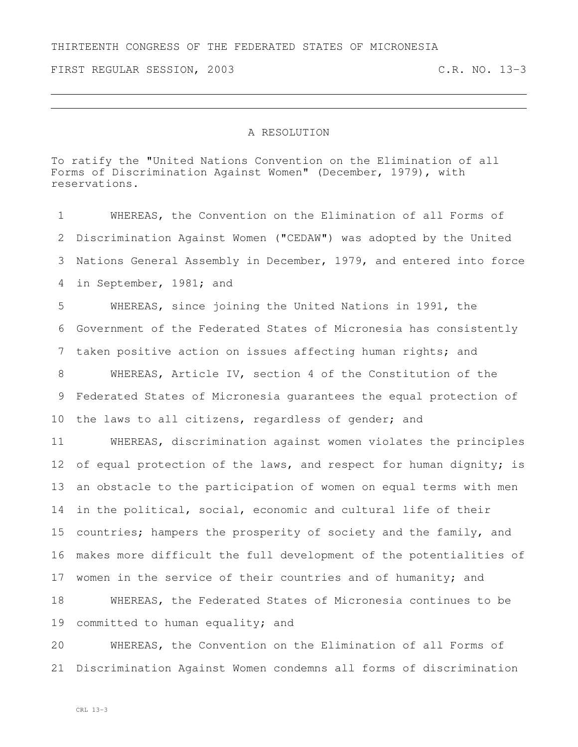THIRTEENTH CONGRESS OF THE FEDERATED STATES OF MICRONESIA

FIRST REGULAR SESSION, 2003 C.R. NO. 13-3

# A RESOLUTION

To ratify the "United Nations Convention on the Elimination of all Forms of Discrimination Against Women" (December, 1979), with reservations.

WHEREAS, the Convention on the Elimination of all Forms of Discrimination Against Women ("CEDAW") was adopted by the United Nations General Assembly in December, 1979, and entered into force in September, 1981; and

WHEREAS, since joining the United Nations in 1991, the Government of the Federated States of Micronesia has consistently taken positive action on issues affecting human rights; and

WHEREAS, Article IV, section 4 of the Constitution of the Federated States of Micronesia guarantees the equal protection of the laws to all citizens, regardless of gender; and

WHEREAS, discrimination against women violates the principles of equal protection of the laws, and respect for human dignity; is an obstacle to the participation of women on equal terms with men in the political, social, economic and cultural life of their countries; hampers the prosperity of society and the family, and makes more difficult the full development of the potentialities of women in the service of their countries and of humanity; and

WHEREAS, the Federated States of Micronesia continues to be committed to human equality; and

WHEREAS, the Convention on the Elimination of all Forms of Discrimination Against Women condemns all forms of discrimination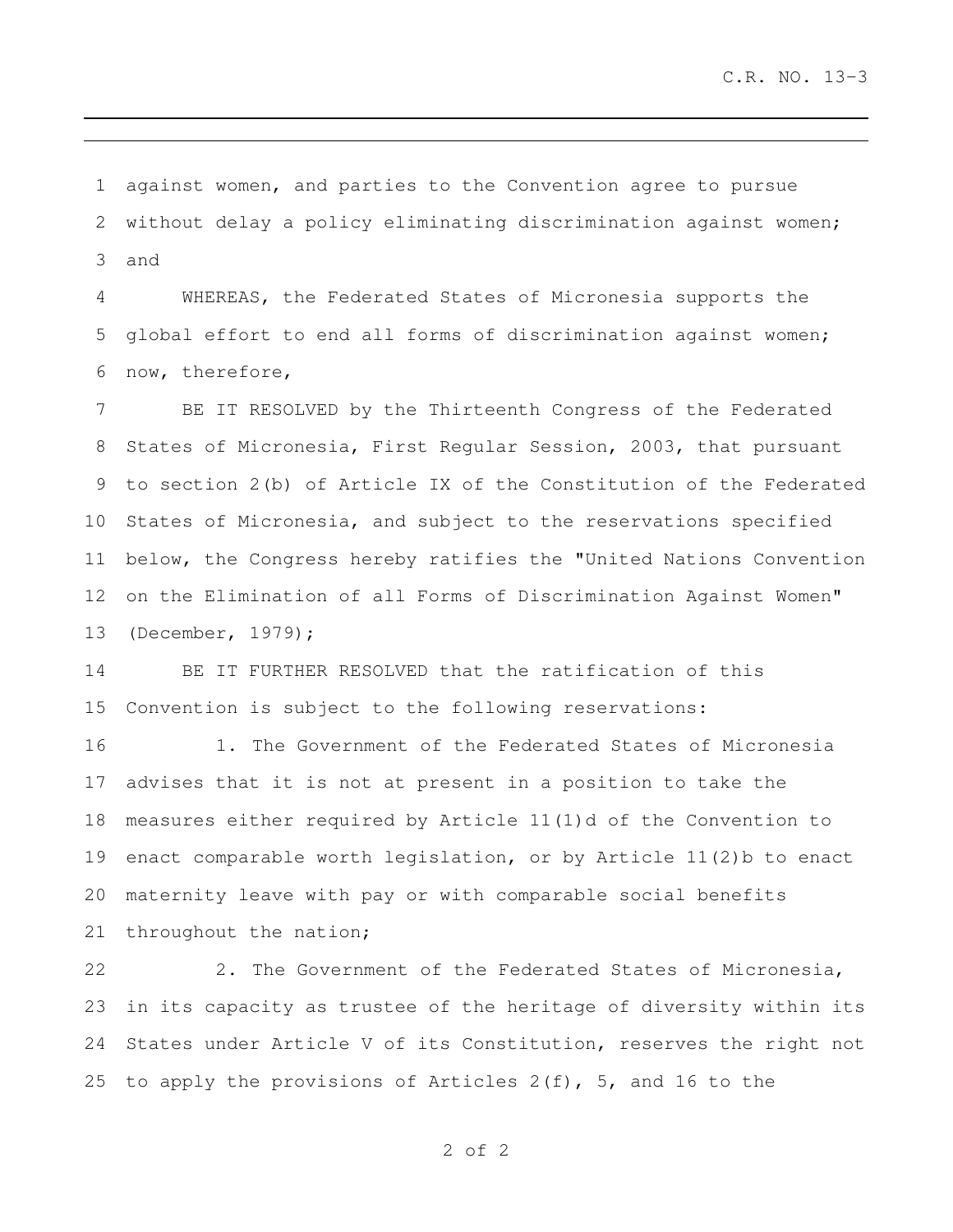against women, and parties to the Convention agree to pursue without delay a policy eliminating discrimination against women; and

WHEREAS, the Federated States of Micronesia supports the global effort to end all forms of discrimination against women; now, therefore,

BE IT RESOLVED by the Thirteenth Congress of the Federated States of Micronesia, First Regular Session, 2003, that pursuant to section 2(b) of Article IX of the Constitution of the Federated States of Micronesia, and subject to the reservations specified below, the Congress hereby ratifies the "United Nations Convention on the Elimination of all Forms of Discrimination Against Women" (December, 1979);

BE IT FURTHER RESOLVED that the ratification of this Convention is subject to the following reservations:

1. The Government of the Federated States of Micronesia advises that it is not at present in a position to take the measures either required by Article 11(1)d of the Convention to enact comparable worth legislation, or by Article 11(2)b to enact maternity leave with pay or with comparable social benefits throughout the nation;

2. The Government of the Federated States of Micronesia, in its capacity as trustee of the heritage of diversity within its States under Article V of its Constitution, reserves the right not to apply the provisions of Articles 2(f), 5, and 16 to the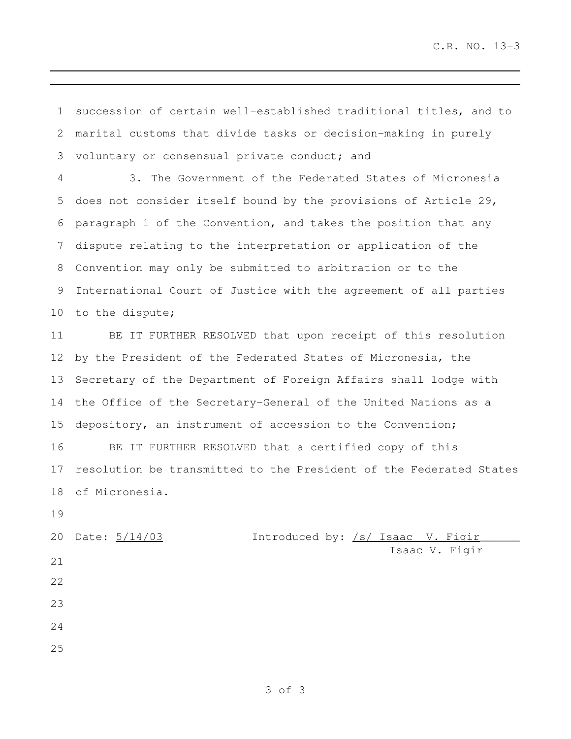succession of certain well-established traditional titles, and to marital customs that divide tasks or decision-making in purely voluntary or consensual private conduct; and

3. The Government of the Federated States of Micronesia does not consider itself bound by the provisions of Article 29, paragraph 1 of the Convention, and takes the position that any dispute relating to the interpretation or application of the Convention may only be submitted to arbitration or to the International Court of Justice with the agreement of all parties to the dispute;

BE IT FURTHER RESOLVED that upon receipt of this resolution by the President of the Federated States of Micronesia, the Secretary of the Department of Foreign Affairs shall lodge with the Office of the Secretary-General of the United Nations as a depository, an instrument of accession to the Convention;

BE IT FURTHER RESOLVED that a certified copy of this resolution be transmitted to the President of the Federated States of Micronesia.

Date: 5/14/03

Introduced by: /s/ Isaac V. Figir
Isaac V. Figir